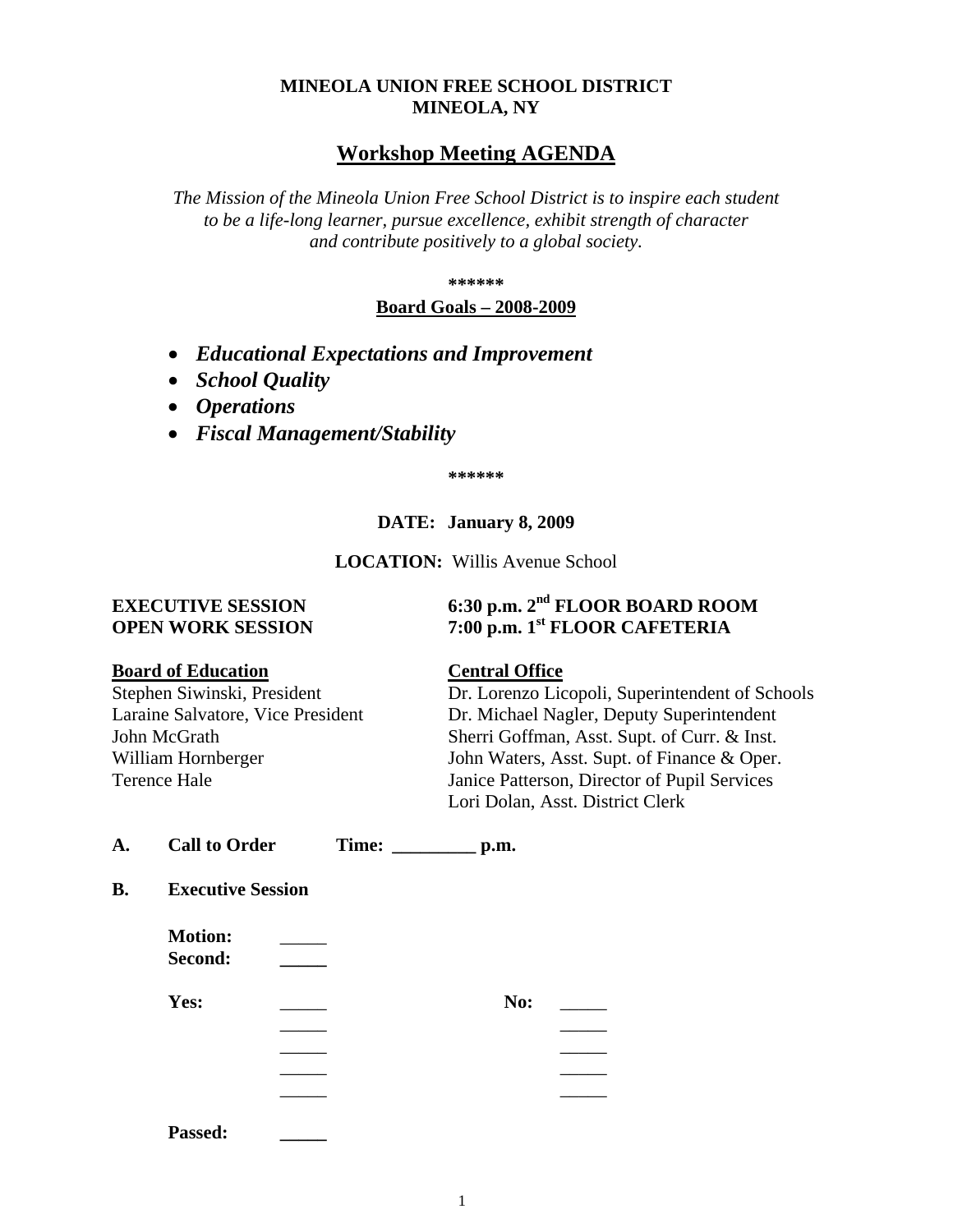**MINEOLA UNION FREE SCHOOL DISTRICT**
**MINEOLA, NY**

# Workshop Meeting AGENDA

*The Mission of the Mineola Union Free School District is to inspire each student to be a life-long learner, pursue excellence, exhibit strength of character and contribute positively to a global society.*

**\*\*\*\*\*\***

**Board Goals – 2008-2009**

- ***Educational Expectations and Improvement***
- ***School Quality***
- ***Operations***
- ***Fiscal Management/Stability***

**\*\*\*\*\*\***

**DATE: January 8, 2009**

**LOCATION:** Willis Avenue School

**EXECUTIVE SESSION** — **6:30 p.m. 2nd FLOOR BOARD ROOM**
**OPEN WORK SESSION** — **7:00 p.m. 1st FLOOR CAFETERIA**

| Board of Education | Central Office |
|---|---|
| Stephen Siwinski, President | Dr. Lorenzo Licopoli, Superintendent of Schools |
| Laraine Salvatore, Vice President | Dr. Michael Nagler, Deputy Superintendent |
| John McGrath | Sherri Goffman, Asst. Supt. of Curr. & Inst. |
| William Hornberger | John Waters, Asst. Supt. of Finance & Oper. |
| Terence Hale | Janice Patterson, Director of Pupil Services |
| | Lori Dolan, Asst. District Clerk |

**A. Call to Order** **Time: _________ p.m.**

**B. Executive Session**

**Motion:** _____
**Second:** _____

| Yes: | | No: | |
|---|---|---|---|
| | _____ | | _____ |
| | _____ | | _____ |
| | _____ | | _____ |
| | _____ | | _____ |
| | _____ | | _____ |

**Passed:** _____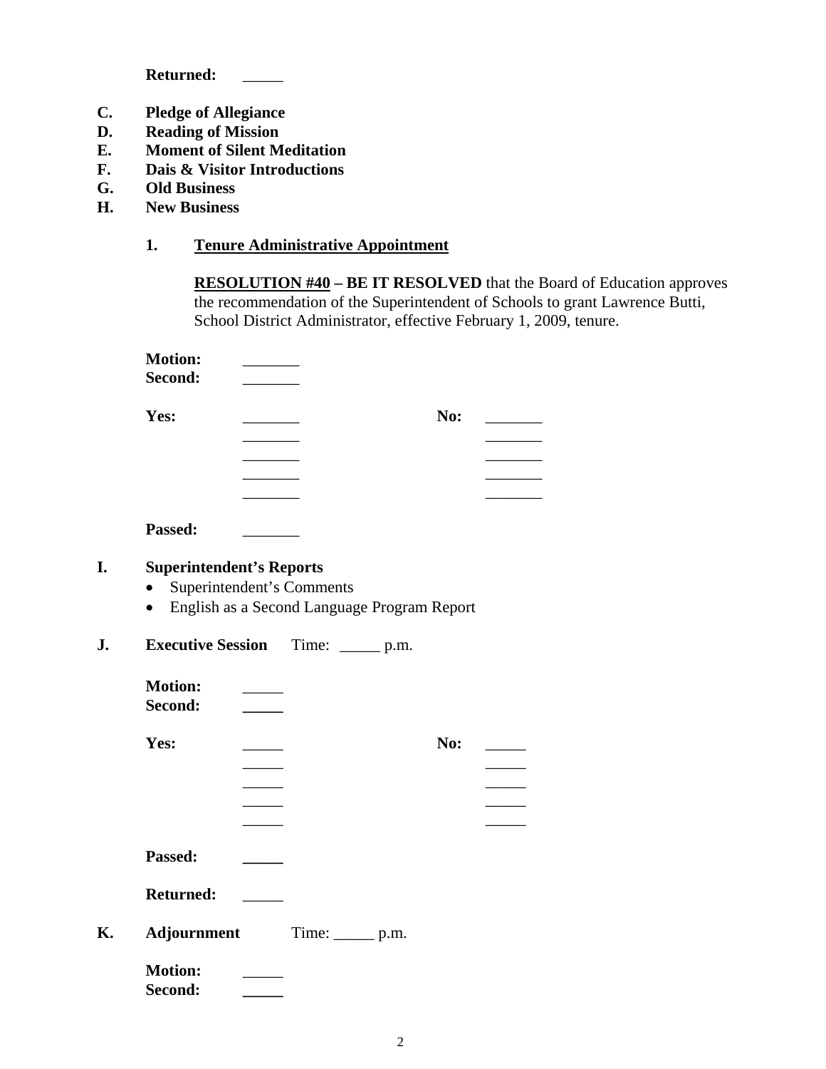**Returned:** _____

**C.** **Pledge of Allegiance**

**D.** **Reading of Mission**

**E.** **Moment of Silent Meditation**

**F.** **Dais & Visitor Introductions**

**G.** **Old Business**

**H.** **New Business**

**1.** **<u>Tenure Administrative Appointment</u>**

**<u>RESOLUTION #40</u> – BE IT RESOLVED** that the Board of Education approves the recommendation of the Superintendent of Schools to grant Lawrence Butti, School District Administrator, effective February 1, 2009, tenure.

**Motion:** _______
**Second:** _______

| **Yes:** | _______ | **No:** | _______ |
|---|---|---|---|
| | _______ | | _______ |
| | _______ | | _______ |
| | _______ | | _______ |
| | _______ | | _______ |

**Passed:** _______

**I.** **Superintendent's Reports**

- Superintendent's Comments
- English as a Second Language Program Report

**J.** **Executive Session** Time: _____ p.m.

**Motion:** _____
**Second:** _____

| **Yes:** | _____ | **No:** | _____ |
|---|---|---|---|
| | _____ | | _____ |
| | _____ | | _____ |
| | _____ | | _____ |
| | _____ | | _____ |

**Passed:** _____

**Returned:** _____

**K.** **Adjournment** Time: _____ p.m.

**Motion:** _____
**Second:** _____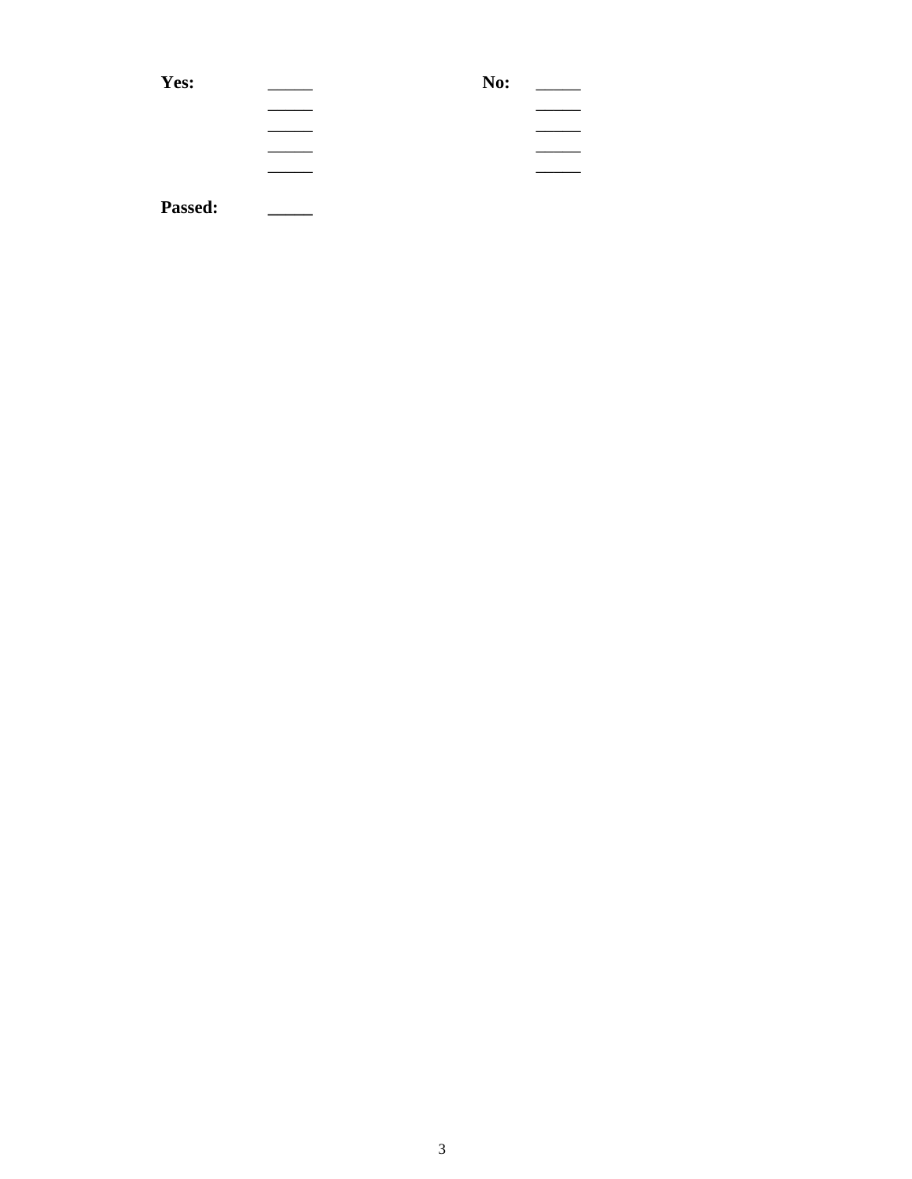| | | | |
|---|---|---|---|
| **Yes:** | _____ | **No:** | _____ |
| | _____ | | _____ |
| | _____ | | _____ |
| | _____ | | _____ |
| | _____ | | _____ |

**Passed:** _____